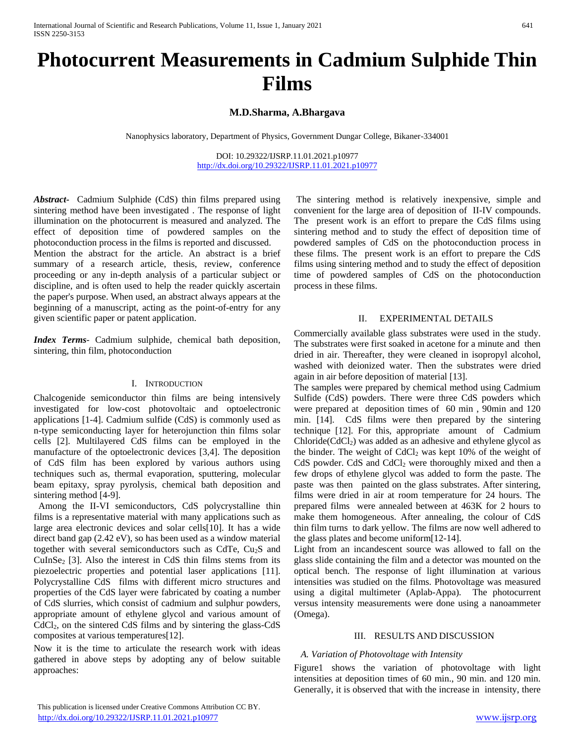# Photocurrent Measurements in Cadmium Sulphide Thin Films

**M.D.Sharma, A.Bhargava**

Nanophysics laboratory, Department of Physics, Government Dungar College, Bikaner-334001

DOI: 10.29322/IJSRP.11.01.2021.p10977
http://dx.doi.org/10.29322/IJSRP.11.01.2021.p10977

***Abstract-*** Cadmium Sulphide (CdS) thin films prepared using sintering method have been investigated . The response of light illumination on the photocurrent is measured and analyzed. The effect of deposition time of powdered samples on the photoconduction process in the films is reported and discussed.
Mention the abstract for the article. An abstract is a brief summary of a research article, thesis, review, conference proceeding or any in-depth analysis of a particular subject or discipline, and is often used to help the reader quickly ascertain the paper's purpose. When used, an abstract always appears at the beginning of a manuscript, acting as the point-of-entry for any given scientific paper or patent application.

***Index Terms*****-** Cadmium sulphide, chemical bath deposition, sintering, thin film, photoconduction

## I. Introduction

Chalcogenide semiconductor thin films are being intensively investigated for low-cost photovoltaic and optoelectronic applications [1-4]. Cadmium sulfide (CdS) is commonly used as n-type semiconducting layer for heterojunction thin films solar cells [2]. Multilayered CdS films can be employed in the manufacture of the optoelectronic devices [3,4]. The deposition of CdS film has been explored by various authors using techniques such as, thermal evaporation, sputtering, molecular beam epitaxy, spray pyrolysis, chemical bath deposition and sintering method [4-9].

Among the II-VI semiconductors, CdS polycrystalline thin films is a representative material with many applications such as large area electronic devices and solar cells[10]. It has a wide direct band gap (2.42 eV), so has been used as a window material together with several semiconductors such as CdTe, $Cu_2S$ and $CuInSe_2$ [3]. Also the interest in CdS thin films stems from its piezoelectric properties and potential laser applications [11]. Polycrystalline CdS films with different micro structures and properties of the CdS layer were fabricated by coating a number of CdS slurries, which consist of cadmium and sulphur powders, appropriate amount of ethylene glycol and various amount of $CdCl_2$, on the sintered CdS films and by sintering the glass-CdS composites at various temperatures[12].

Now it is the time to articulate the research work with ideas gathered in above steps by adopting any of below suitable approaches:

The sintering method is relatively inexpensive, simple and convenient for the large area of deposition of II-IV compounds. The present work is an effort to prepare the CdS films using sintering method and to study the effect of deposition time of powdered samples of CdS on the photoconduction process in these films. The present work is an effort to prepare the CdS films using sintering method and to study the effect of deposition time of powdered samples of CdS on the photoconduction process in these films.

## II. Experimental Details

Commercially available glass substrates were used in the study. The substrates were first soaked in acetone for a minute and then dried in air. Thereafter, they were cleaned in isopropyl alcohol, washed with deionized water. Then the substrates were dried again in air before deposition of material [13].

The samples were prepared by chemical method using Cadmium Sulfide (CdS) powders. There were three CdS powders which were prepared at deposition times of 60 min , 90min and 120 min. [14]. CdS films were then prepared by the sintering technique [12]. For this, appropriate amount of Cadmium Chloride($CdCl_2$) was added as an adhesive and ethylene glycol as the binder. The weight of $CdCl_2$ was kept 10% of the weight of CdS powder. CdS and $CdCl_2$ were thoroughly mixed and then a few drops of ethylene glycol was added to form the paste. The paste was then painted on the glass substrates. After sintering, films were dried in air at room temperature for 24 hours. The prepared films were annealed between at 463K for 2 hours to make them homogeneous. After annealing, the colour of CdS thin film turns to dark yellow. The films are now well adhered to the glass plates and become uniform[12-14].

Light from an incandescent source was allowed to fall on the glass slide containing the film and a detector was mounted on the optical bench. The response of light illumination at various intensities was studied on the films. Photovoltage was measured using a digital multimeter (Aplab-Appa). The photocurrent versus intensity measurements were done using a nanoammeter (Omega).

## III. Results and Discussion

### *A. Variation of Photovoltage with Intensity*

Figure1 shows the variation of photovoltage with light intensities at deposition times of 60 min., 90 min. and 120 min. Generally, it is observed that with the increase in intensity, there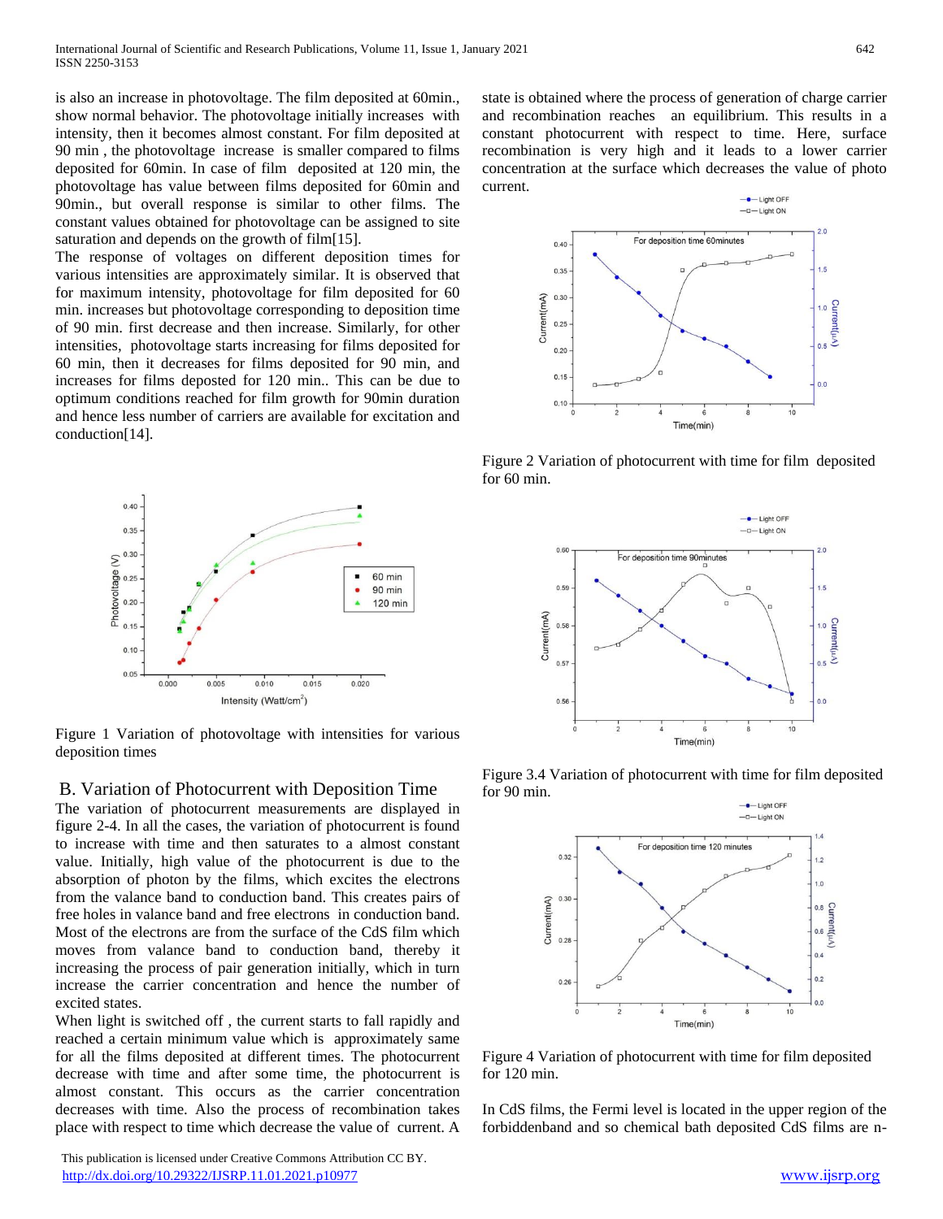is also an increase in photovoltage. The film deposited at 60min., show normal behavior. The photovoltage initially increases with intensity, then it becomes almost constant. For film deposited at 90 min , the photovoltage increase is smaller compared to films deposited for 60min. In case of film deposited at 120 min, the photovoltage has value between films deposited for 60min and 90min., but overall response is similar to other films. The constant values obtained for photovoltage can be assigned to site saturation and depends on the growth of film[15].

The response of voltages on different deposition times for various intensities are approximately similar. It is observed that for maximum intensity, photovoltage for film deposited for 60 min. increases but photovoltage corresponding to deposition time of 90 min. first decrease and then increase. Similarly, for other intensities, photovoltage starts increasing for films deposited for 60 min, then it decreases for films deposited for 90 min, and increases for films deposted for 120 min.. This can be due to optimum conditions reached for film growth for 90min duration and hence less number of carriers are available for excitation and conduction[14].

Figure 1 Variation of photovoltage with intensities for various deposition times

## B. Variation of Photocurrent with Deposition Time

The variation of photocurrent measurements are displayed in figure 2-4. In all the cases, the variation of photocurrent is found to increase with time and then saturates to a almost constant value. Initially, high value of the photocurrent is due to the absorption of photon by the films, which excites the electrons from the valance band to conduction band. This creates pairs of free holes in valance band and free electrons in conduction band. Most of the electrons are from the surface of the CdS film which moves from valance band to conduction band, thereby it increasing the process of pair generation initially, which in turn increase the carrier concentration and hence the number of excited states.

When light is switched off , the current starts to fall rapidly and reached a certain minimum value which is approximately same for all the films deposited at different times. The photocurrent decrease with time and after some time, the photocurrent is almost constant. This occurs as the carrier concentration decreases with time. Also the process of recombination takes place with respect to time which decrease the value of current. A state is obtained where the process of generation of charge carrier and recombination reaches an equilibrium. This results in a constant photocurrent with respect to time. Here, surface recombination is very high and it leads to a lower carrier concentration at the surface which decreases the value of photo current.

Figure 2 Variation of photocurrent with time for film deposited for 60 min.

Figure 3.4 Variation of photocurrent with time for film deposited for 90 min.

Figure 4 Variation of photocurrent with time for film deposited for 120 min.

In CdS films, the Fermi level is located in the upper region of the forbiddenband and so chemical bath deposited CdS films are n-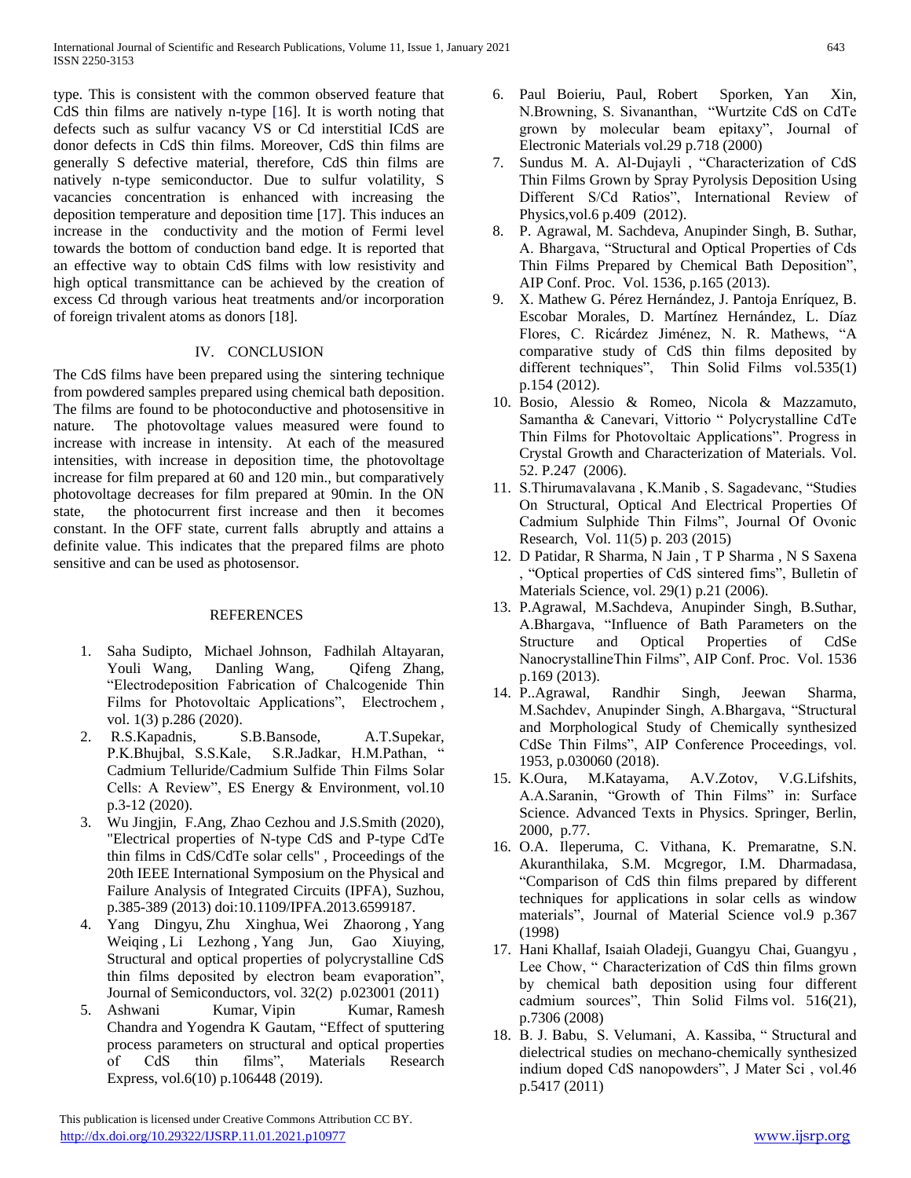type. This is consistent with the common observed feature that CdS thin films are natively n-type [16]. It is worth noting that defects such as sulfur vacancy VS or Cd interstitial ICdS are donor defects in CdS thin films. Moreover, CdS thin films are generally S defective material, therefore, CdS thin films are natively n-type semiconductor. Due to sulfur volatility, S vacancies concentration is enhanced with increasing the deposition temperature and deposition time [17]. This induces an increase in the conductivity and the motion of Fermi level towards the bottom of conduction band edge. It is reported that an effective way to obtain CdS films with low resistivity and high optical transmittance can be achieved by the creation of excess Cd through various heat treatments and/or incorporation of foreign trivalent atoms as donors [18].

## IV. CONCLUSION

The CdS films have been prepared using the sintering technique from powdered samples prepared using chemical bath deposition. The films are found to be photoconductive and photosensitive in nature. The photovoltage values measured were found to increase with increase in intensity. At each of the measured intensities, with increase in deposition time, the photovoltage increase for film prepared at 60 and 120 min., but comparatively photovoltage decreases for film prepared at 90min. In the ON state, the photocurrent first increase and then it becomes constant. In the OFF state, current falls abruptly and attains a definite value. This indicates that the prepared films are photo sensitive and can be used as photosensor.

## REFERENCES

1. Saha Sudipto, Michael Johnson, Fadhilah Altayaran, Youli Wang, Danling Wang, Qifeng Zhang, "Electrodeposition Fabrication of Chalcogenide Thin Films for Photovoltaic Applications", Electrochem , vol. 1(3) p.286 (2020).
2. R.S.Kapadnis, S.B.Bansode, A.T.Supekar, P.K.Bhujbal, S.S.Kale, S.R.Jadkar, H.M.Pathan, " Cadmium Telluride/Cadmium Sulfide Thin Films Solar Cells: A Review", ES Energy & Environment, vol.10 p.3-12 (2020).
3. Wu Jingjin, F.Ang, Zhao Cezhou and J.S.Smith (2020), "Electrical properties of N-type CdS and P-type CdTe thin films in CdS/CdTe solar cells" , Proceedings of the 20th IEEE International Symposium on the Physical and Failure Analysis of Integrated Circuits (IPFA), Suzhou, p.385-389 (2013) doi:10.1109/IPFA.2013.6599187.
4. Yang Dingyu, Zhu Xinghua, Wei Zhaorong , Yang Weiqing , Li Lezhong , Yang Jun, Gao Xiuying, Structural and optical properties of polycrystalline CdS thin films deposited by electron beam evaporation", Journal of Semiconductors, vol. 32(2) p.023001 (2011)
5. Ashwani Kumar, Vipin Kumar, Ramesh Chandra and Yogendra K Gautam, "Effect of sputtering process parameters on structural and optical properties of CdS thin films", Materials Research Express, vol.6(10) p.106448 (2019).
6. Paul Boieriu, Paul, Robert Sporken, Yan Xin, N.Browning, S. Sivananthan, "Wurtzite CdS on CdTe grown by molecular beam epitaxy", Journal of Electronic Materials vol.29 p.718 (2000)
7. Sundus M. A. Al-Dujayli , "Characterization of CdS Thin Films Grown by Spray Pyrolysis Deposition Using Different S/Cd Ratios", International Review of Physics,vol.6 p.409 (2012).
8. P. Agrawal, M. Sachdeva, Anupinder Singh, B. Suthar, A. Bhargava, "Structural and Optical Properties of Cds Thin Films Prepared by Chemical Bath Deposition", AIP Conf. Proc. Vol. 1536, p.165 (2013).
9. X. Mathew G. Pérez Hernández, J. Pantoja Enríquez, B. Escobar Morales, D. Martínez Hernández, L. Díaz Flores, C. Ricárdez Jiménez, N. R. Mathews, "A comparative study of CdS thin films deposited by different techniques", Thin Solid Films vol.535(1) p.154 (2012).
10. Bosio, Alessio & Romeo, Nicola & Mazzamuto, Samantha & Canevari, Vittorio " Polycrystalline CdTe Thin Films for Photovoltaic Applications". Progress in Crystal Growth and Characterization of Materials. Vol. 52. P.247 (2006).
11. S.Thirumavalavana , K.Manib , S. Sagadevanc, "Studies On Structural, Optical And Electrical Properties Of Cadmium Sulphide Thin Films", Journal Of Ovonic Research, Vol. 11(5) p. 203 (2015)
12. D Patidar, R Sharma, N Jain , T P Sharma , N S Saxena , "Optical properties of CdS sintered fims", Bulletin of Materials Science, vol. 29(1) p.21 (2006).
13. P.Agrawal, M.Sachdeva, Anupinder Singh, B.Suthar, A.Bhargava, "Influence of Bath Parameters on the Structure and Optical Properties of CdSe NanocrystallineThin Films", AIP Conf. Proc. Vol. 1536 p.169 (2013).
14. P..Agrawal, Randhir Singh, Jeewan Sharma, M.Sachdev, Anupinder Singh, A.Bhargava, "Structural and Morphological Study of Chemically synthesized CdSe Thin Films", AIP Conference Proceedings, vol. 1953, p.030060 (2018).
15. K.Oura, M.Katayama, A.V.Zotov, V.G.Lifshits, A.A.Saranin, "Growth of Thin Films" in: Surface Science. Advanced Texts in Physics. Springer, Berlin, 2000, p.77.
16. O.A. Ileperuma, C. Vithana, K. Premaratne, S.N. Akuranthilaka, S.M. Mcgregor, I.M. Dharmadasa, "Comparison of CdS thin films prepared by different techniques for applications in solar cells as window materials", Journal of Material Science vol.9 p.367 (1998)
17. Hani Khallaf, Isaiah Oladeji, Guangyu Chai, Guangyu , Lee Chow, " Characterization of CdS thin films grown by chemical bath deposition using four different cadmium sources", Thin Solid Films vol. 516(21), p.7306 (2008)
18. B. J. Babu, S. Velumani, A. Kassiba, " Structural and dielectrical studies on mechano-chemically synthesized indium doped CdS nanopowders", J Mater Sci , vol.46 p.5417 (2011)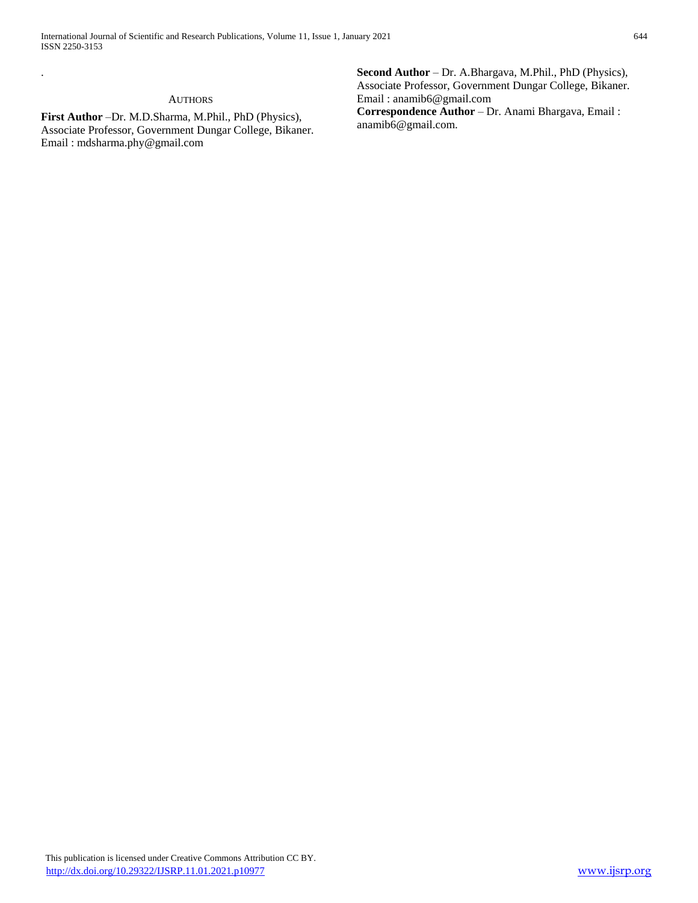.

AUTHORS

**First Author** –Dr. M.D.Sharma, M.Phil., PhD (Physics), Associate Professor, Government Dungar College, Bikaner. Email : mdsharma.phy@gmail.com

**Second Author** – Dr. A.Bhargava, M.Phil., PhD (Physics), Associate Professor, Government Dungar College, Bikaner. Email : anamib6@gmail.com

**Correspondence Author** – Dr. Anami Bhargava, Email : anamib6@gmail.com.

This publication is licensed under Creative Commons Attribution CC BY.
http://dx.doi.org/10.29322/IJSRP.11.01.2021.p10977